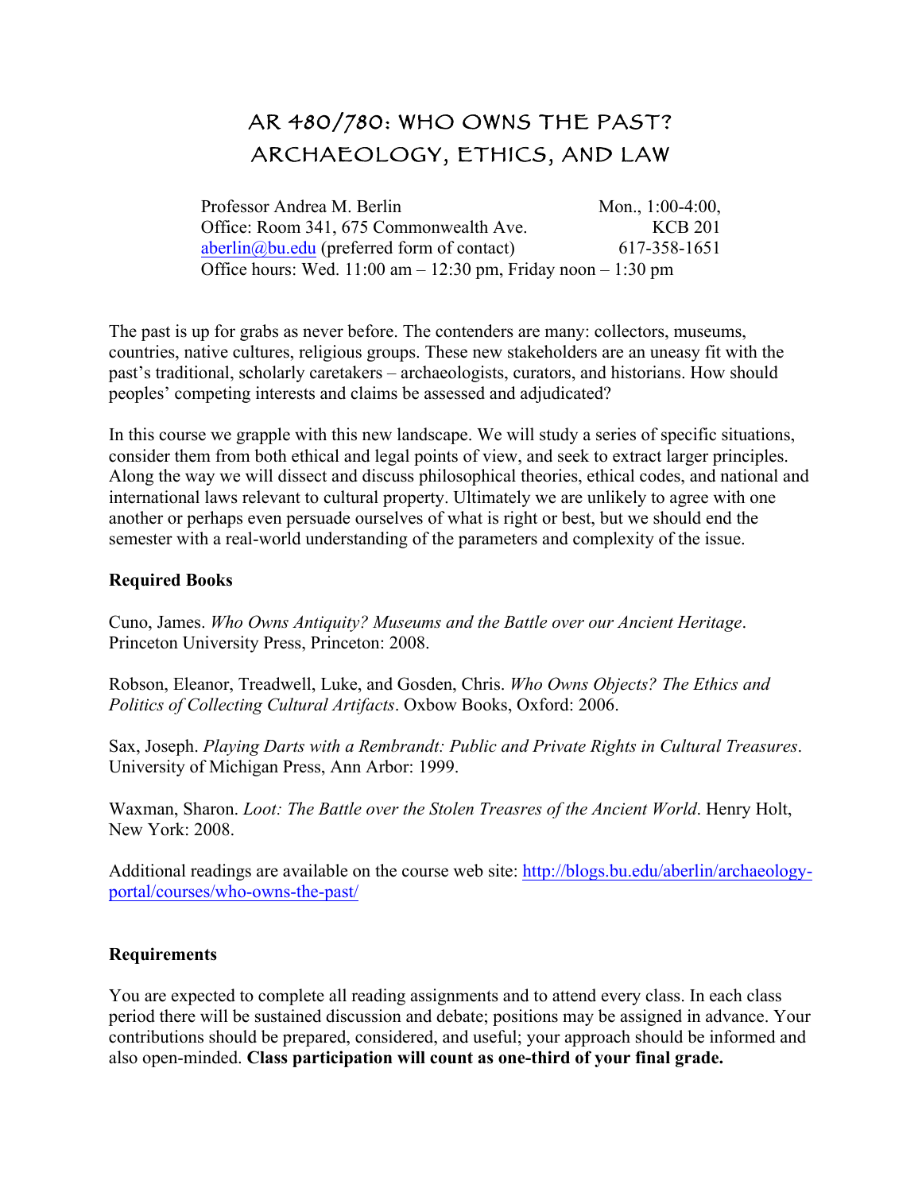# AR 480/780: WHO OWNS THE PAST? ARCHAEOLOGY, ETHICS, AND LAW

Professor Andrea M. Berlin — Mon., 1:00-4:00, KCB 201
Office: Room 341, 675 Commonwealth Ave.
aberlin@bu.edu (preferred form of contact) — 617-358-1651
Office hours: Wed. 11:00 am – 12:30 pm, Friday noon – 1:30 pm

The past is up for grabs as never before. The contenders are many: collectors, museums, countries, native cultures, religious groups. These new stakeholders are an uneasy fit with the past's traditional, scholarly caretakers – archaeologists, curators, and historians. How should peoples' competing interests and claims be assessed and adjudicated?

In this course we grapple with this new landscape. We will study a series of specific situations, consider them from both ethical and legal points of view, and seek to extract larger principles. Along the way we will dissect and discuss philosophical theories, ethical codes, and national and international laws relevant to cultural property. Ultimately we are unlikely to agree with one another or perhaps even persuade ourselves of what is right or best, but we should end the semester with a real-world understanding of the parameters and complexity of the issue.

**Required Books**

Cuno, James. *Who Owns Antiquity? Museums and the Battle over our Ancient Heritage*. Princeton University Press, Princeton: 2008.

Robson, Eleanor, Treadwell, Luke, and Gosden, Chris. *Who Owns Objects? The Ethics and Politics of Collecting Cultural Artifacts*. Oxbow Books, Oxford: 2006.

Sax, Joseph. *Playing Darts with a Rembrandt: Public and Private Rights in Cultural Treasures*. University of Michigan Press, Ann Arbor: 1999.

Waxman, Sharon. *Loot: The Battle over the Stolen Treasres of the Ancient World*. Henry Holt, New York: 2008.

Additional readings are available on the course web site: http://blogs.bu.edu/aberlin/archaeology-portal/courses/who-owns-the-past/

**Requirements**

You are expected to complete all reading assignments and to attend every class. In each class period there will be sustained discussion and debate; positions may be assigned in advance. Your contributions should be prepared, considered, and useful; your approach should be informed and also open-minded. **Class participation will count as one-third of your final grade.**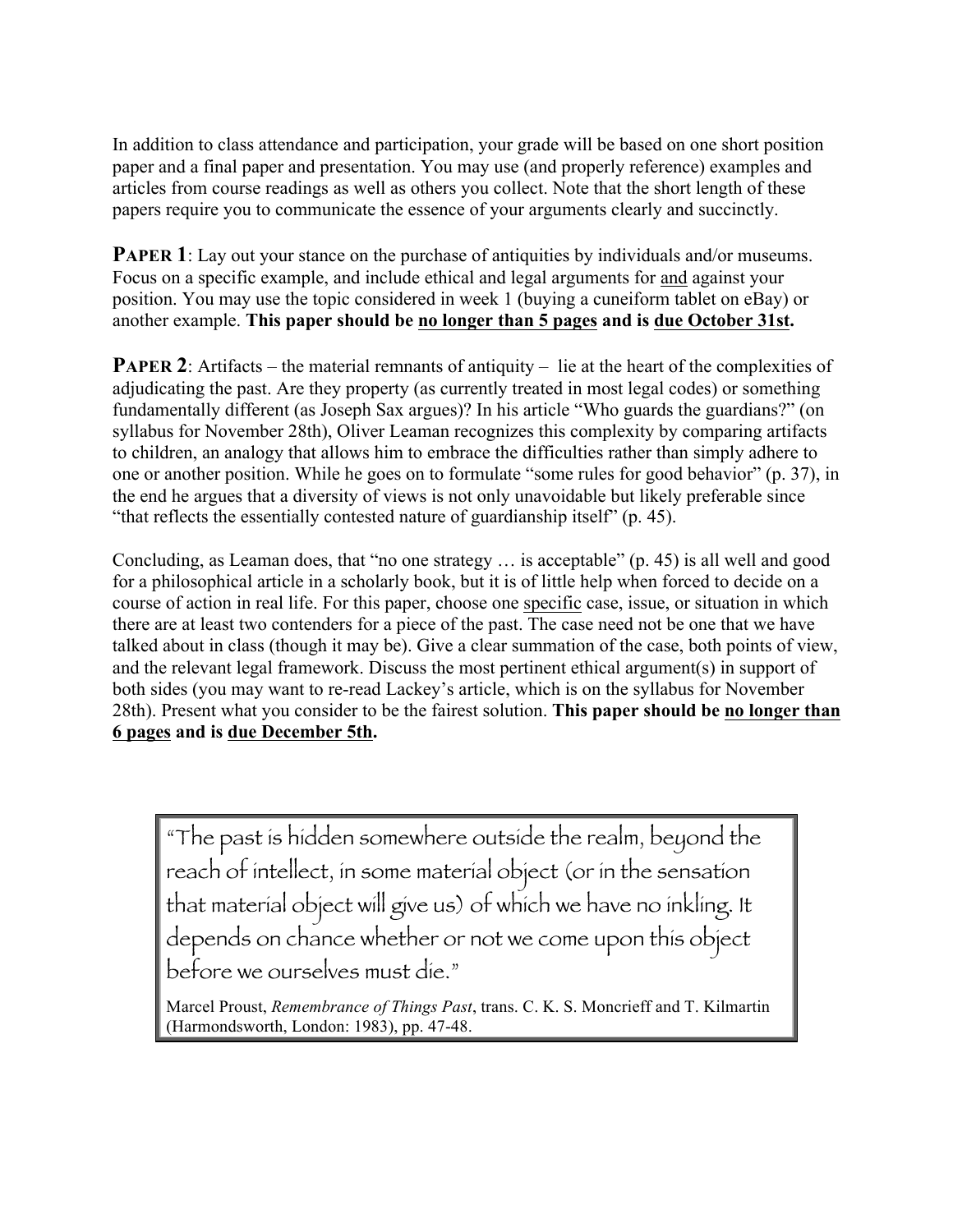In addition to class attendance and participation, your grade will be based on one short position paper and a final paper and presentation. You may use (and properly reference) examples and articles from course readings as well as others you collect. Note that the short length of these papers require you to communicate the essence of your arguments clearly and succinctly.

**PAPER 1**: Lay out your stance on the purchase of antiquities by individuals and/or museums. Focus on a specific example, and include ethical and legal arguments for <u>and</u> against your position. You may use the topic considered in week 1 (buying a cuneiform tablet on eBay) or another example. **This paper should be <u>no longer than 5 pages</u> and is <u>due October 31st</u>.**

**PAPER 2**: Artifacts – the material remnants of antiquity – lie at the heart of the complexities of adjudicating the past. Are they property (as currently treated in most legal codes) or something fundamentally different (as Joseph Sax argues)? In his article "Who guards the guardians?" (on syllabus for November 28th), Oliver Leaman recognizes this complexity by comparing artifacts to children, an analogy that allows him to embrace the difficulties rather than simply adhere to one or another position. While he goes on to formulate "some rules for good behavior" (p. 37), in the end he argues that a diversity of views is not only unavoidable but likely preferable since "that reflects the essentially contested nature of guardianship itself" (p. 45).

Concluding, as Leaman does, that "no one strategy … is acceptable" (p. 45) is all well and good for a philosophical article in a scholarly book, but it is of little help when forced to decide on a course of action in real life. For this paper, choose one <u>specific</u> case, issue, or situation in which there are at least two contenders for a piece of the past. The case need not be one that we have talked about in class (though it may be). Give a clear summation of the case, both points of view, and the relevant legal framework. Discuss the most pertinent ethical argument(s) in support of both sides (you may want to re-read Lackey's article, which is on the syllabus for November 28th). Present what you consider to be the fairest solution. **This paper should be <u>no longer than 6 pages</u> and is <u>due December 5th</u>.**

> "The past is hidden somewhere outside the realm, beyond the reach of intellect, in some material object (or in the sensation that material object will give us) of which we have no inkling. It depends on chance whether or not we come upon this object before we ourselves must die."
>
> Marcel Proust, *Remembrance of Things Past*, trans. C. K. S. Moncrieff and T. Kilmartin (Harmondsworth, London: 1983), pp. 47-48.